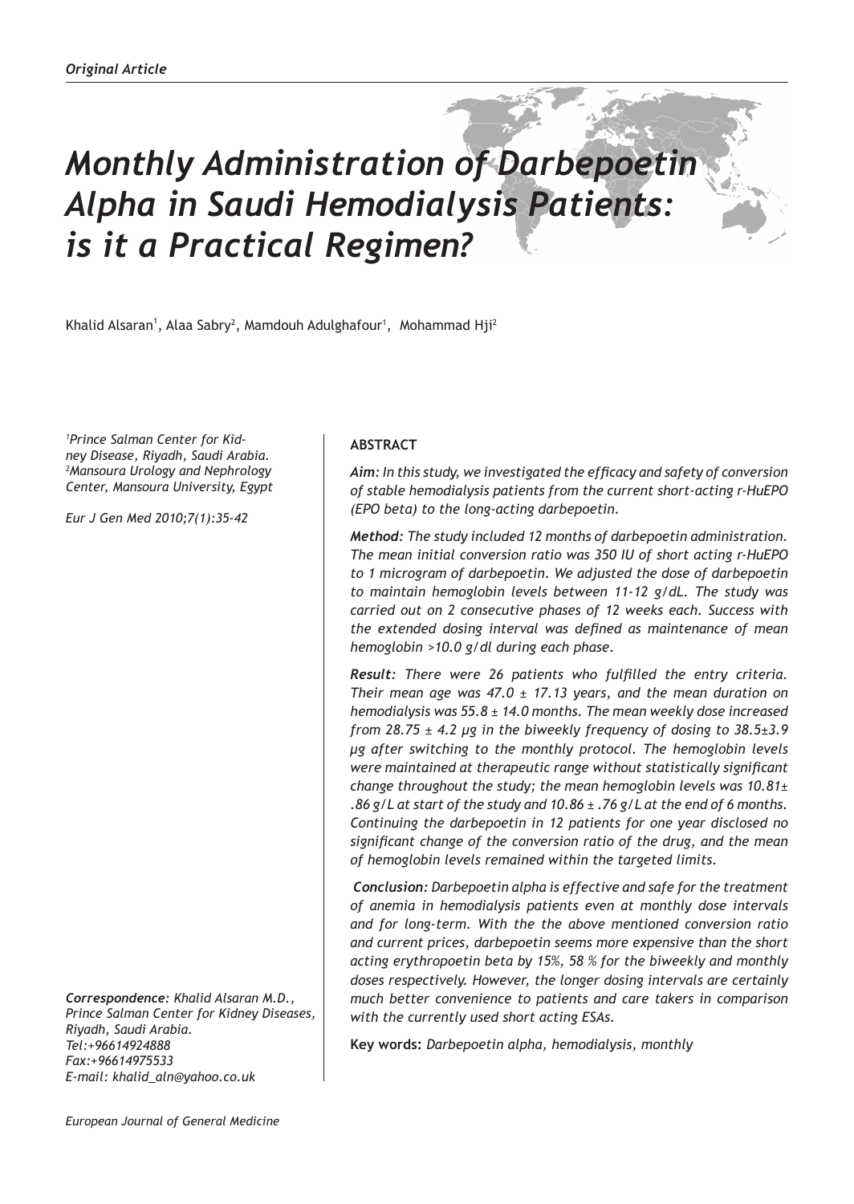*Original Article*

# *Monthly Administration of Darbepoetin Alpha in Saudi Hemodialysis Patients: is it a Practical Regimen?*

Khalid Alsaran[1], Alaa Sabry[2], Mamdouh Adulghafour[1], Mohammad Hji[2]

*[1]Prince Salman Center for Kidney Disease, Riyadh, Saudi Arabia.*
*[2]Mansoura Urology and Nephrology Center, Mansoura University, Egypt*

*Eur J Gen Med 2010;7(1):35-42*

***Correspondence:*** *Khalid Alsaran M.D., Prince Salman Center for Kidney Diseases, Riyadh, Saudi Arabia.*
*Tel:+96614924888*
*Fax:+96614975533*
*E-mail: khalid_aln@yahoo.co.uk*

## ABSTRACT

***Aim:*** *In this study, we investigated the efficacy and safety of conversion of stable hemodialysis patients from the current short-acting r-HuEPO (EPO beta) to the long-acting darbepoetin.*

***Method:*** *The study included 12 months of darbepoetin administration. The mean initial conversion ratio was 350 IU of short acting r-HuEPO to 1 microgram of darbepoetin. We adjusted the dose of darbepoetin to maintain hemoglobin levels between 11-12 g/dL. The study was carried out on 2 consecutive phases of 12 weeks each. Success with the extended dosing interval was defined as maintenance of mean hemoglobin >10.0 g/dl during each phase.*

***Result:*** *There were 26 patients who fulfilled the entry criteria. Their mean age was 47.0 ± 17.13 years, and the mean duration on hemodialysis was 55.8 ± 14.0 months. The mean weekly dose increased from 28.75 ± 4.2 µg in the biweekly frequency of dosing to 38.5±3.9 µg after switching to the monthly protocol. The hemoglobin levels were maintained at therapeutic range without statistically significant change throughout the study; the mean hemoglobin levels was 10.81± .86 g/L at start of the study and 10.86 ± .76 g/L at the end of 6 months. Continuing the darbepoetin in 12 patients for one year disclosed no significant change of the conversion ratio of the drug, and the mean of hemoglobin levels remained within the targeted limits.*

***Conclusion:*** *Darbepoetin alpha is effective and safe for the treatment of anemia in hemodialysis patients even at monthly dose intervals and for long-term. With the the above mentioned conversion ratio and current prices, darbepoetin seems more expensive than the short acting erythropoetin beta by 15%, 58 % for the biweekly and monthly doses respectively. However, the longer dosing intervals are certainly much better convenience to patients and care takers in comparison with the currently used short acting ESAs.*

**Key words:** *Darbepoetin alpha, hemodialysis, monthly*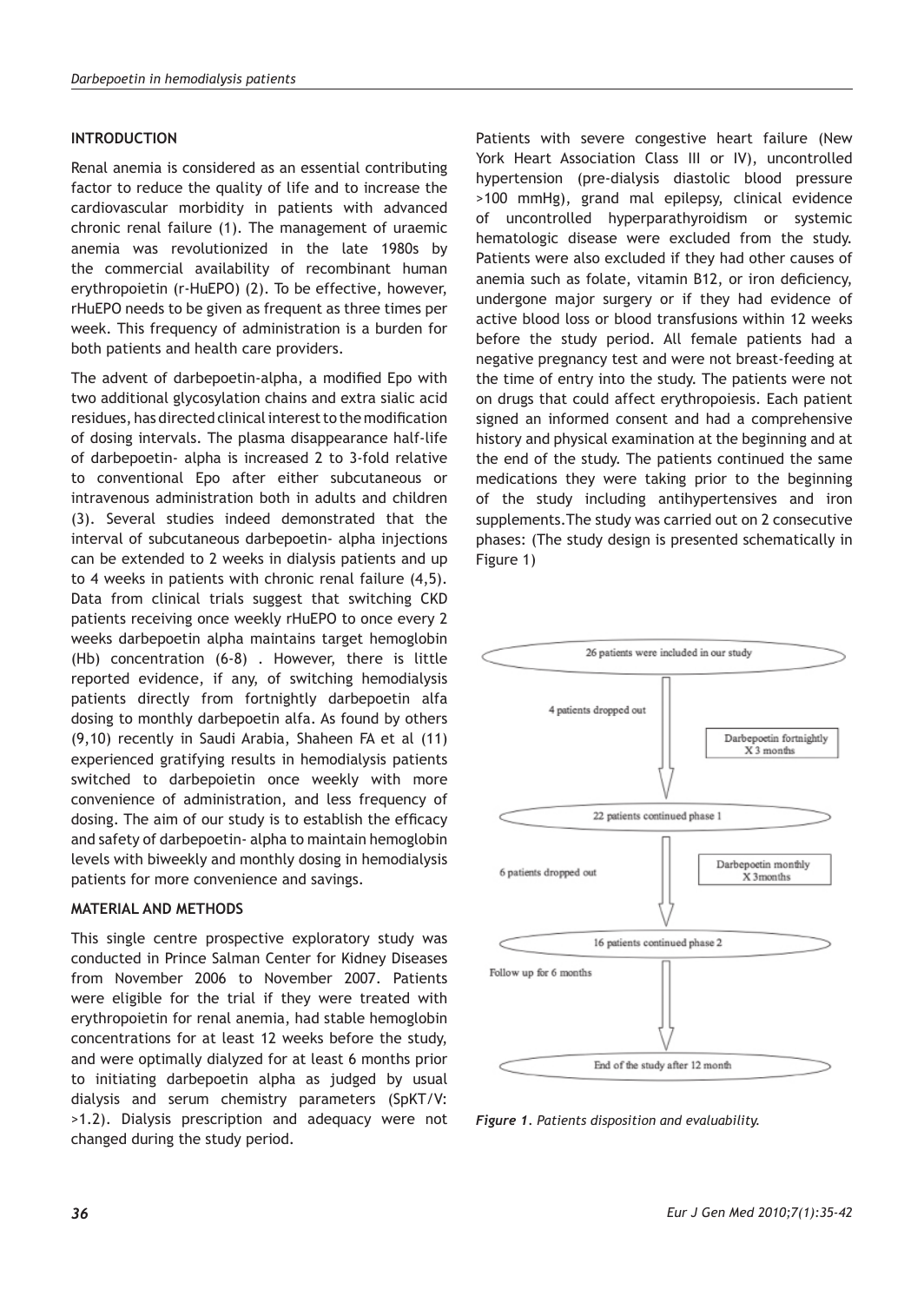## INTRODUCTION

Renal anemia is considered as an essential contributing factor to reduce the quality of life and to increase the cardiovascular morbidity in patients with advanced chronic renal failure (1). The management of uraemic anemia was revolutionized in the late 1980s by the commercial availability of recombinant human erythropoietin (r-HuEPO) (2). To be effective, however, rHuEPO needs to be given as frequent as three times per week. This frequency of administration is a burden for both patients and health care providers.

The advent of darbepoetin-alpha, a modified Epo with two additional glycosylation chains and extra sialic acid residues, has directed clinical interest to the modification of dosing intervals. The plasma disappearance half-life of darbepoetin- alpha is increased 2 to 3-fold relative to conventional Epo after either subcutaneous or intravenous administration both in adults and children (3). Several studies indeed demonstrated that the interval of subcutaneous darbepoetin- alpha injections can be extended to 2 weeks in dialysis patients and up to 4 weeks in patients with chronic renal failure (4,5). Data from clinical trials suggest that switching CKD patients receiving once weekly rHuEPO to once every 2 weeks darbepoetin alpha maintains target hemoglobin (Hb) concentration (6-8) . However, there is little reported evidence, if any, of switching hemodialysis patients directly from fortnightly darbepoetin alfa dosing to monthly darbepoetin alfa. As found by others (9,10) recently in Saudi Arabia, Shaheen FA et al (11) experienced gratifying results in hemodialysis patients switched to darbepoietin once weekly with more convenience of administration, and less frequency of dosing. The aim of our study is to establish the efficacy and safety of darbepoetin- alpha to maintain hemoglobin levels with biweekly and monthly dosing in hemodialysis patients for more convenience and savings.

## MATERIAL AND METHODS

This single centre prospective exploratory study was conducted in Prince Salman Center for Kidney Diseases from November 2006 to November 2007. Patients were eligible for the trial if they were treated with erythropoietin for renal anemia, had stable hemoglobin concentrations for at least 12 weeks before the study, and were optimally dialyzed for at least 6 months prior to initiating darbepoetin alpha as judged by usual dialysis and serum chemistry parameters (SpKT/V: >1.2). Dialysis prescription and adequacy were not changed during the study period.

Patients with severe congestive heart failure (New York Heart Association Class III or IV), uncontrolled hypertension (pre-dialysis diastolic blood pressure >100 mmHg), grand mal epilepsy, clinical evidence of uncontrolled hyperparathyroidism or systemic hematologic disease were excluded from the study. Patients were also excluded if they had other causes of anemia such as folate, vitamin B12, or iron deficiency, undergone major surgery or if they had evidence of active blood loss or blood transfusions within 12 weeks before the study period. All female patients had a negative pregnancy test and were not breast-feeding at the time of entry into the study. The patients were not on drugs that could affect erythropoiesis. Each patient signed an informed consent and had a comprehensive history and physical examination at the beginning and at the end of the study. The patients continued the same medications they were taking prior to the beginning of the study including antihypertensives and iron supplements. The study was carried out on 2 consecutive phases: (The study design is presented schematically in Figure 1)

- 26 patients were included in our study
  - 4 patients dropped out — Darbepoetin fortnightly X 3 months
- 22 patients continued phase 1
  - 6 patients dropped out — Darbepoetin monthly X 3months
- 16 patients continued phase 2
  - Follow up for 6 months
- End of the study after 12 month

*Figure 1. Patients disposition and evaluability.*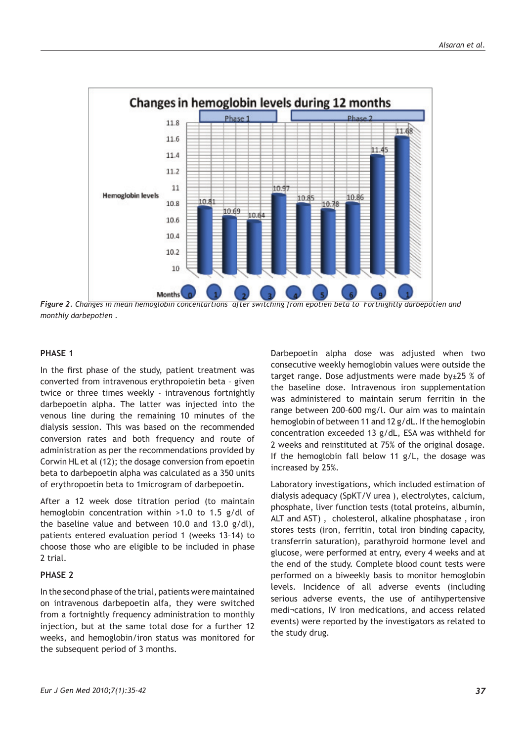Figure 2. Changes in mean hemoglobin concentartions after switching from epotien beta to Fortnightly darbepotien and monthly darbepotien .

**PHASE 1**

In the first phase of the study, patient treatment was converted from intravenous erythropoietin beta – given twice or three times weekly - intravenous fortnightly darbepoetin alpha. The latter was injected into the venous line during the remaining 10 minutes of the dialysis session. This was based on the recommended conversion rates and both frequency and route of administration as per the recommendations provided by Corwin HL et al (12); the dosage conversion from epoetin beta to darbepoetin alpha was calculated as a 350 units of erythropoetin beta to 1microgram of darbepoetin.

After a 12 week dose titration period (to maintain hemoglobin concentration within >1.0 to 1.5 g/dl of the baseline value and between 10.0 and 13.0 g/dl), patients entered evaluation period 1 (weeks 13–14) to choose those who are eligible to be included in phase 2 trial.

**PHASE 2**

In the second phase of the trial, patients were maintained on intravenous darbepoetin alfa, they were switched from a fortnightly frequency administration to monthly injection, but at the same total dose for a further 12 weeks, and hemoglobin/iron status was monitored for the subsequent period of 3 months.

Darbepoetin alpha dose was adjusted when two consecutive weekly hemoglobin values were outside the target range. Dose adjustments were made by±25 % of the baseline dose. Intravenous iron supplementation was administered to maintain serum ferritin in the range between 200–600 mg/l. Our aim was to maintain hemoglobin of between 11 and 12 g/dL. If the hemoglobin concentration exceeded 13 g/dL, ESA was withheld for 2 weeks and reinstituted at 75% of the original dosage. If the hemoglobin fall below 11 g/L, the dosage was increased by 25%.

Laboratory investigations, which included estimation of dialysis adequacy (SpKT/V urea ), electrolytes, calcium, phosphate, liver function tests (total proteins, albumin, ALT and AST) , cholesterol, alkaline phosphatase , iron stores tests (iron, ferritin, total iron binding capacity, transferrin saturation), parathyroid hormone level and glucose, were performed at entry, every 4 weeks and at the end of the study. Complete blood count tests were performed on a biweekly basis to monitor hemoglobin levels. Incidence of all adverse events (including serious adverse events, the use of antihypertensive medi¬cations, IV iron medications, and access related events) were reported by the investigators as related to the study drug.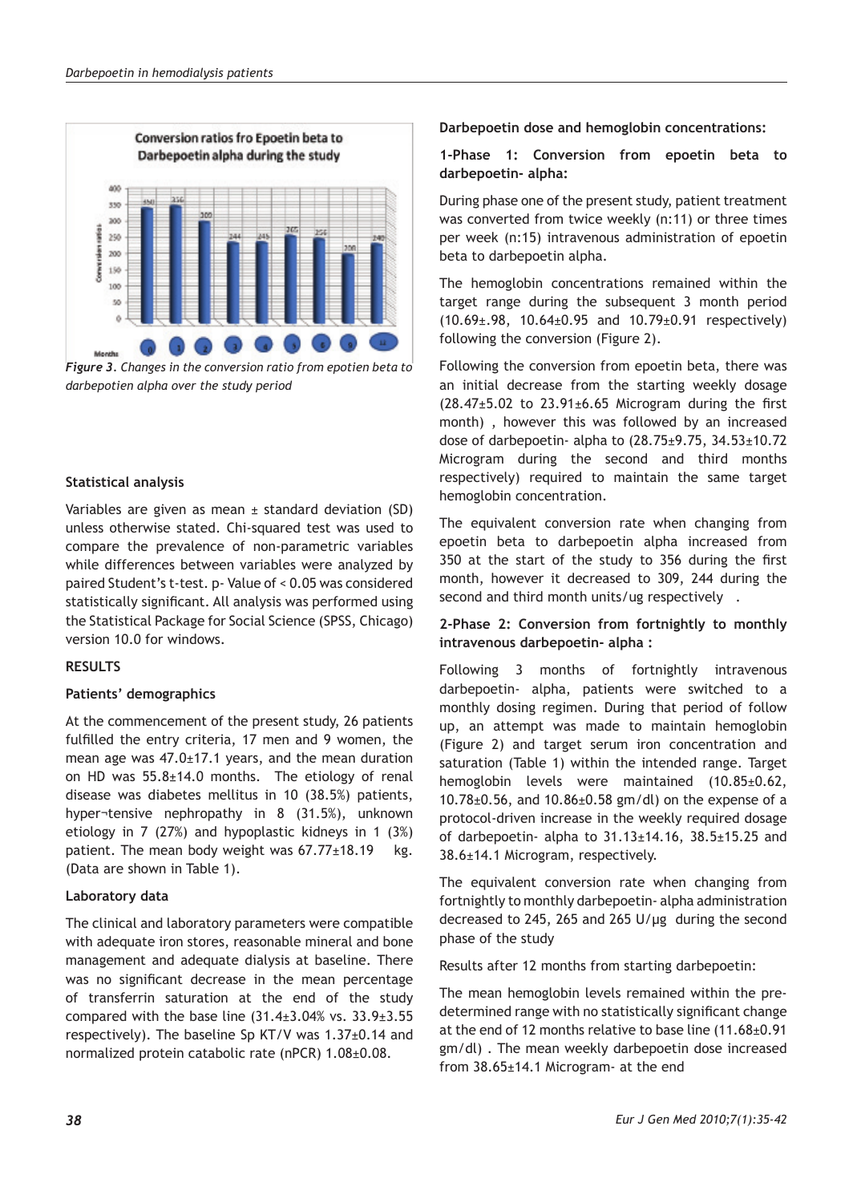Figure 3. Changes in the conversion ratio from epotien beta to darbepotien alpha over the study period

## Statistical analysis

Variables are given as mean ± standard deviation (SD) unless otherwise stated. Chi-squared test was used to compare the prevalence of non-parametric variables while differences between variables were analyzed by paired Student's t-test. p- Value of < 0.05 was considered statistically significant. All analysis was performed using the Statistical Package for Social Science (SPSS, Chicago) version 10.0 for windows.

## RESULTS

### Patients' demographics

At the commencement of the present study, 26 patients fulfilled the entry criteria, 17 men and 9 women, the mean age was 47.0±17.1 years, and the mean duration on HD was 55.8±14.0 months. The etiology of renal disease was diabetes mellitus in 10 (38.5%) patients, hyper¬tensive nephropathy in 8 (31.5%), unknown etiology in 7 (27%) and hypoplastic kidneys in 1 (3%) patient. The mean body weight was 67.77±18.19 kg. (Data are shown in Table 1).

### Laboratory data

The clinical and laboratory parameters were compatible with adequate iron stores, reasonable mineral and bone management and adequate dialysis at baseline. There was no significant decrease in the mean percentage of transferrin saturation at the end of the study compared with the base line (31.4±3.04% vs. 33.9±3.55 respectively). The baseline Sp KT/V was 1.37±0.14 and normalized protein catabolic rate (nPCR) 1.08±0.08.

### Darbepoetin dose and hemoglobin concentrations:

#### 1-Phase 1: Conversion from epoetin beta to darbepoetin- alpha:

During phase one of the present study, patient treatment was converted from twice weekly (n:11) or three times per week (n:15) intravenous administration of epoetin beta to darbepoetin alpha.

The hemoglobin concentrations remained within the target range during the subsequent 3 month period (10.69±.98, 10.64±0.95 and 10.79±0.91 respectively) following the conversion (Figure 2).

Following the conversion from epoetin beta, there was an initial decrease from the starting weekly dosage (28.47±5.02 to 23.91±6.65 Microgram during the first month) , however this was followed by an increased dose of darbepoetin- alpha to (28.75±9.75, 34.53±10.72 Microgram during the second and third months respectively) required to maintain the same target hemoglobin concentration.

The equivalent conversion rate when changing from epoetin beta to darbepoetin alpha increased from 350 at the start of the study to 356 during the first month, however it decreased to 309, 244 during the second and third month units/ug respectively .

#### 2-Phase 2: Conversion from fortnightly to monthly intravenous darbepoetin- alpha :

Following 3 months of fortnightly intravenous darbepoetin- alpha, patients were switched to a monthly dosing regimen. During that period of follow up, an attempt was made to maintain hemoglobin (Figure 2) and target serum iron concentration and saturation (Table 1) within the intended range. Target hemoglobin levels were maintained (10.85±0.62, 10.78±0.56, and 10.86±0.58 gm/dl) on the expense of a protocol-driven increase in the weekly required dosage of darbepoetin- alpha to 31.13±14.16, 38.5±15.25 and 38.6±14.1 Microgram, respectively.

The equivalent conversion rate when changing from fortnightly to monthly darbepoetin- alpha administration decreased to 245, 265 and 265 U/µg during the second phase of the study

Results after 12 months from starting darbepoetin:

The mean hemoglobin levels remained within the pre-determined range with no statistically significant change at the end of 12 months relative to base line (11.68±0.91 gm/dl) . The mean weekly darbepoetin dose increased from 38.65±14.1 Microgram- at the end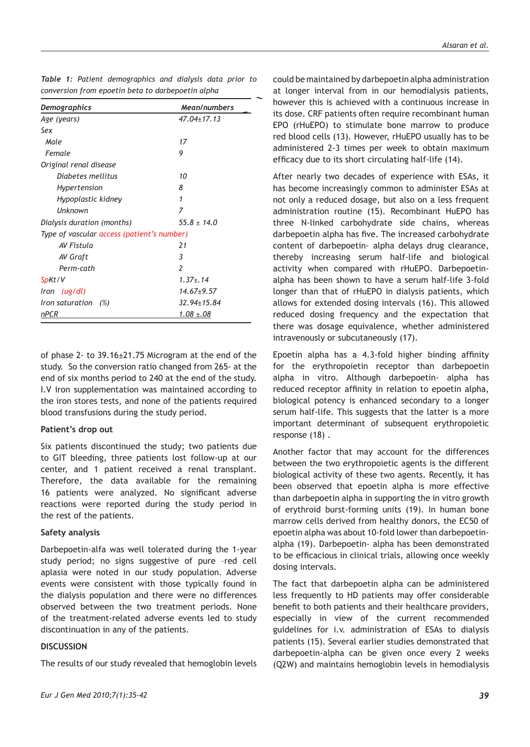*Table 1: Patient demographics and dialysis data prior to conversion from epoetin beta to darbepoetin alpha*

| *Demographics* | *Mean/numbers* |
|---|---|
| *Age (years)* | *47.04±17.13* |
| *Sex* | |
| *Male* | *17* |
| *Female* | *9* |
| *Original renal disease* | |
| *Diabetes mellitus* | *10* |
| *Hypertension* | *8* |
| *Hypoplastic kidney* | *1* |
| *Unknown* | *7* |
| *Dialysis duration (months)* | *55.8 ± 14.0* |
| *Type of vascular access (patient's number)* | |
| *AV Fistula* | *21* |
| *AV Graft* | *3* |
| *Perm-cath* | *2* |
| *SpKt/V* | *1.37±.14* |
| *Iron (ug/dl)* | *14.67±9.57* |
| *Iron saturation (%)* | *32.94±15.84* |
| *nPCR* | *1.08 ±.08* |

of phase 2- to 39.16±21.75 Microgram at the end of the study. So the conversion ratio changed from 265- at the end of six months period to 240 at the end of the study. I.V iron supplementation was maintained according to the iron stores tests, and none of the patients required blood transfusions during the study period.

**Patient's drop out**

Six patients discontinued the study; two patients due to GIT bleeding, three patients lost follow-up at our center, and 1 patient received a renal transplant. Therefore, the data available for the remaining 16 patients were analyzed. No significant adverse reactions were reported during the study period in the rest of the patients.

**Safety analysis**

Darbepoetin-alfa was well tolerated during the 1-year study period; no signs suggestive of pure –red cell aplasia were noted in our study population. Adverse events were consistent with those typically found in the dialysis population and there were no differences observed between the two treatment periods. None of the treatment-related adverse events led to study discontinuation in any of the patients.

## DISCUSSION

The results of our study revealed that hemoglobin levels could be maintained by darbepoetin alpha administration at longer interval from in our hemodialysis patients, however this is achieved with a continuous increase in its dose. CRF patients often require recombinant human EPO (rHuEPO) to stimulate bone marrow to produce red blood cells (13). However, rHuEPO usually has to be administered 2-3 times per week to obtain maximum efficacy due to its short circulating half-life (14).

After nearly two decades of experience with ESAs, it has become increasingly common to administer ESAs at not only a reduced dosage, but also on a less frequent administration routine (15). Recombinant HuEPO has three N-linked carbohydrate side chains, whereas darbepoetin alpha has five. The increased carbohydrate content of darbepoetin- alpha delays drug clearance, thereby increasing serum half-life and biological activity when compared with rHuEPO. Darbepoetin-alpha has been shown to have a serum half-life 3-fold longer than that of rHuEPO in dialysis patients, which allows for extended dosing intervals (16). This allowed reduced dosing frequency and the expectation that there was dosage equivalence, whether administered intravenously or subcutaneously (17).

Epoetin alpha has a 4.3-fold higher binding affinity for the erythropoietin receptor than darbepoetin alpha in vitro. Although darbepoetin- alpha has reduced receptor affinity in relation to epoetin alpha, biological potency is enhanced secondary to a longer serum half-life. This suggests that the latter is a more important determinant of subsequent erythropoietic response (18) .

Another factor that may account for the differences between the two erythropoietic agents is the different biological activity of these two agents. Recently, it has been observed that epoetin alpha is more effective than darbepoetin alpha in supporting the in vitro growth of erythroid burst-forming units (19). In human bone marrow cells derived from healthy donors, the EC50 of epoetin alpha was about 10-fold lower than darbepoetin-alpha (19). Darbepoetin- alpha has been demonstrated to be efficacious in clinical trials, allowing once weekly dosing intervals.

The fact that darbepoetin alpha can be administered less frequently to HD patients may offer considerable benefit to both patients and their healthcare providers, especially in view of the current recommended guidelines for i.v. administration of ESAs to dialysis patients (15). Several earlier studies demonstrated that darbepoetin-alpha can be given once every 2 weeks (Q2W) and maintains hemoglobin levels in hemodialysis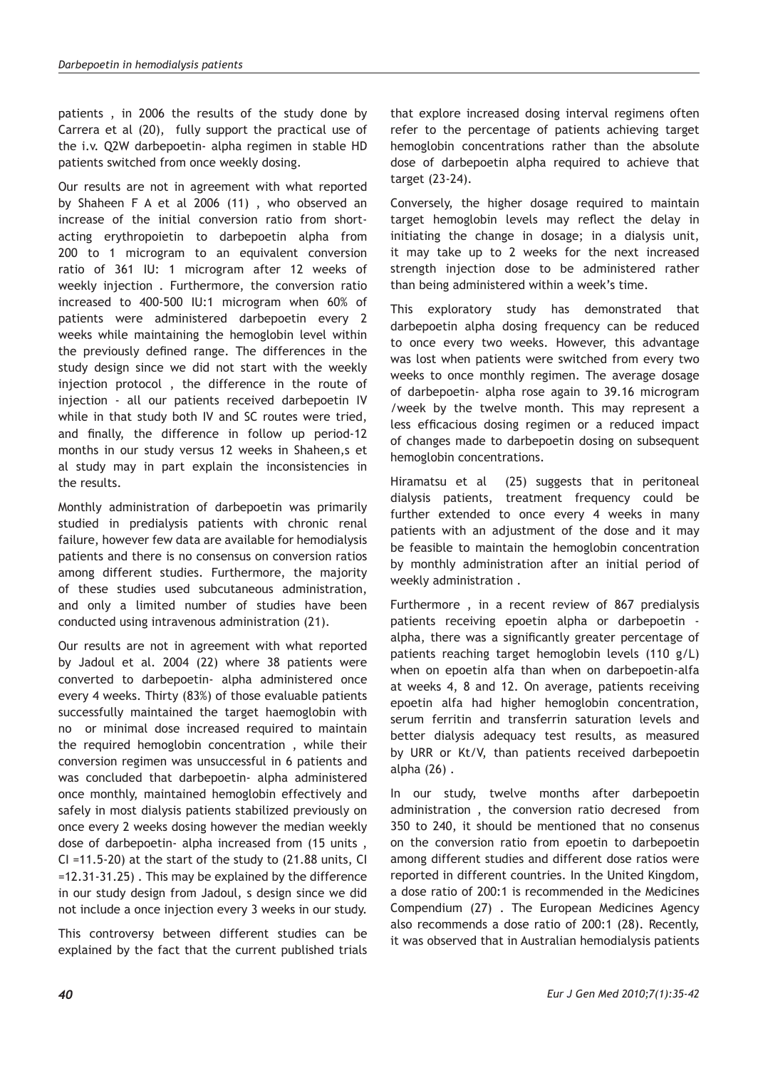patients , in 2006 the results of the study done by Carrera et al (20), fully support the practical use of the i.v. Q2W darbepoetin- alpha regimen in stable HD patients switched from once weekly dosing.

Our results are not in agreement with what reported by Shaheen F A et al 2006 (11) , who observed an increase of the initial conversion ratio from short-acting erythropoietin to darbepoetin alpha from 200 to 1 microgram to an equivalent conversion ratio of 361 IU: 1 microgram after 12 weeks of weekly injection . Furthermore, the conversion ratio increased to 400-500 IU:1 microgram when 60% of patients were administered darbepoetin every 2 weeks while maintaining the hemoglobin level within the previously defined range. The differences in the study design since we did not start with the weekly injection protocol , the difference in the route of injection - all our patients received darbepoetin IV while in that study both IV and SC routes were tried, and finally, the difference in follow up period-12 months in our study versus 12 weeks in Shaheen,s et al study may in part explain the inconsistencies in the results.

Monthly administration of darbepoetin was primarily studied in predialysis patients with chronic renal failure, however few data are available for hemodialysis patients and there is no consensus on conversion ratios among different studies. Furthermore, the majority of these studies used subcutaneous administration, and only a limited number of studies have been conducted using intravenous administration (21).

Our results are not in agreement with what reported by Jadoul et al. 2004 (22) where 38 patients were converted to darbepoetin- alpha administered once every 4 weeks. Thirty (83%) of those evaluable patients successfully maintained the target haemoglobin with no or minimal dose increased required to maintain the required hemoglobin concentration , while their conversion regimen was unsuccessful in 6 patients and was concluded that darbepoetin- alpha administered once monthly, maintained hemoglobin effectively and safely in most dialysis patients stabilized previously on once every 2 weeks dosing however the median weekly dose of darbepoetin- alpha increased from (15 units , CI =11.5-20) at the start of the study to (21.88 units, CI =12.31-31.25) . This may be explained by the difference in our study design from Jadoul, s design since we did not include a once injection every 3 weeks in our study.

This controversy between different studies can be explained by the fact that the current published trials that explore increased dosing interval regimens often refer to the percentage of patients achieving target hemoglobin concentrations rather than the absolute dose of darbepoetin alpha required to achieve that target (23-24).

Conversely, the higher dosage required to maintain target hemoglobin levels may reflect the delay in initiating the change in dosage; in a dialysis unit, it may take up to 2 weeks for the next increased strength injection dose to be administered rather than being administered within a week's time.

This exploratory study has demonstrated that darbepoetin alpha dosing frequency can be reduced to once every two weeks. However, this advantage was lost when patients were switched from every two weeks to once monthly regimen. The average dosage of darbepoetin- alpha rose again to 39.16 microgram /week by the twelve month. This may represent a less efficacious dosing regimen or a reduced impact of changes made to darbepoetin dosing on subsequent hemoglobin concentrations.

Hiramatsu et al (25) suggests that in peritoneal dialysis patients, treatment frequency could be further extended to once every 4 weeks in many patients with an adjustment of the dose and it may be feasible to maintain the hemoglobin concentration by monthly administration after an initial period of weekly administration .

Furthermore , in a recent review of 867 predialysis patients receiving epoetin alpha or darbepoetin - alpha, there was a significantly greater percentage of patients reaching target hemoglobin levels (110 g/L) when on epoetin alfa than when on darbepoetin-alfa at weeks 4, 8 and 12. On average, patients receiving epoetin alfa had higher hemoglobin concentration, serum ferritin and transferrin saturation levels and better dialysis adequacy test results, as measured by URR or Kt/V, than patients received darbepoetin alpha (26) .

In our study, twelve months after darbepoetin administration , the conversion ratio decresed from 350 to 240, it should be mentioned that no consenus on the conversion ratio from epoetin to darbepoetin among different studies and different dose ratios were reported in different countries. In the United Kingdom, a dose ratio of 200:1 is recommended in the Medicines Compendium (27) . The European Medicines Agency also recommends a dose ratio of 200:1 (28). Recently, it was observed that in Australian hemodialysis patients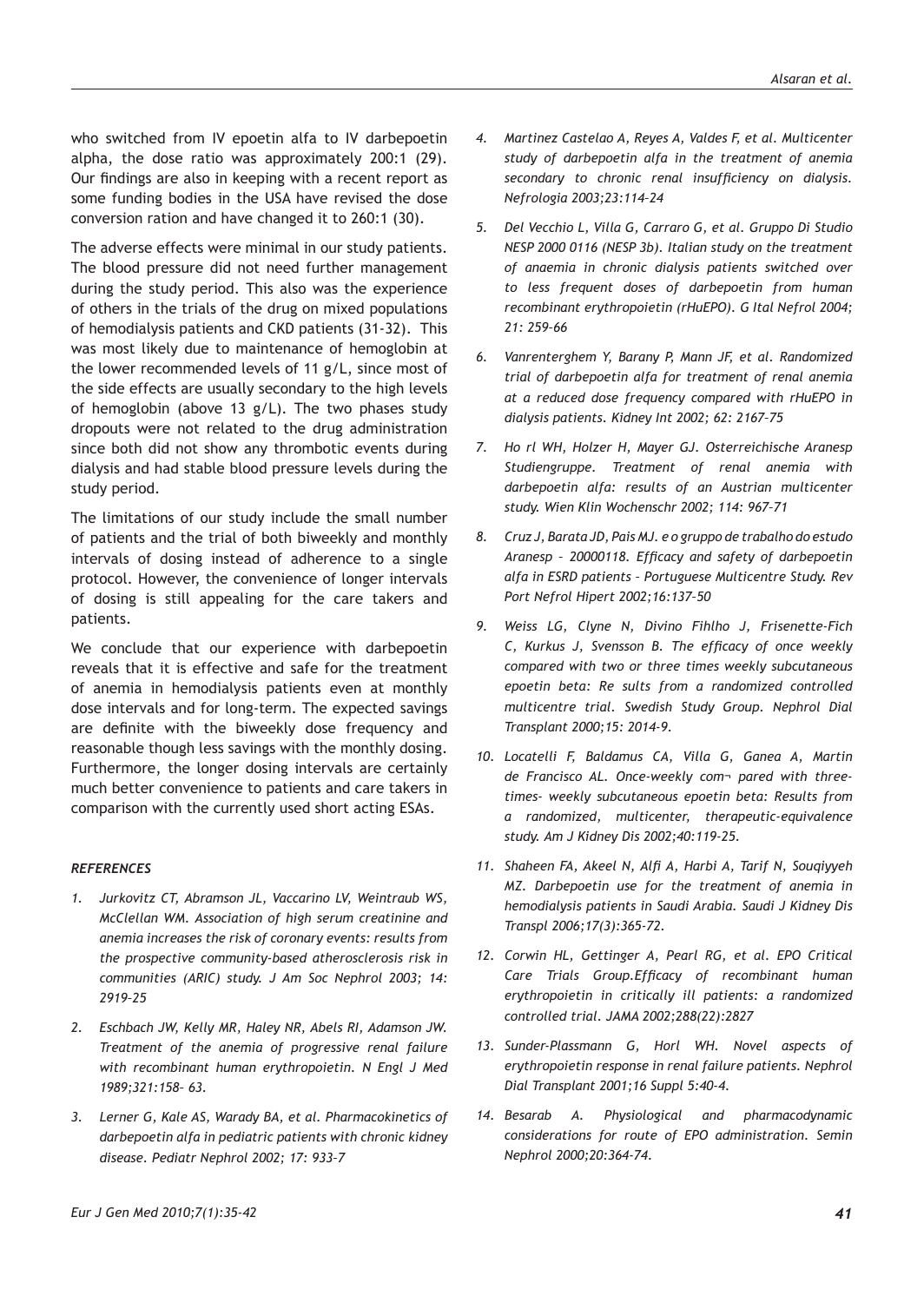who switched from IV epoetin alfa to IV darbepoetin alpha, the dose ratio was approximately 200:1 (29). Our findings are also in keeping with a recent report as some funding bodies in the USA have revised the dose conversion ration and have changed it to 260:1 (30).

The adverse effects were minimal in our study patients. The blood pressure did not need further management during the study period. This also was the experience of others in the trials of the drug on mixed populations of hemodialysis patients and CKD patients (31-32). This was most likely due to maintenance of hemoglobin at the lower recommended levels of 11 g/L, since most of the side effects are usually secondary to the high levels of hemoglobin (above 13 g/L). The two phases study dropouts were not related to the drug administration since both did not show any thrombotic events during dialysis and had stable blood pressure levels during the study period.

The limitations of our study include the small number of patients and the trial of both biweekly and monthly intervals of dosing instead of adherence to a single protocol. However, the convenience of longer intervals of dosing is still appealing for the care takers and patients.

We conclude that our experience with darbepoetin reveals that it is effective and safe for the treatment of anemia in hemodialysis patients even at monthly dose intervals and for long-term. The expected savings are definite with the biweekly dose frequency and reasonable though less savings with the monthly dosing. Furthermore, the longer dosing intervals are certainly much better convenience to patients and care takers in comparison with the currently used short acting ESAs.

### *REFERENCES*

1. *Jurkovitz CT, Abramson JL, Vaccarino LV, Weintraub WS, McClellan WM. Association of high serum creatinine and anemia increases the risk of coronary events: results from the prospective community-based atherosclerosis risk in communities (ARIC) study. J Am Soc Nephrol 2003; 14: 2919–25*
2. *Eschbach JW, Kelly MR, Haley NR, Abels RI, Adamson JW. Treatment of the anemia of progressive renal failure with recombinant human erythropoietin. N Engl J Med 1989;321:158– 63.*
3. *Lerner G, Kale AS, Warady BA, et al. Pharmacokinetics of darbepoetin alfa in pediatric patients with chronic kidney disease. Pediatr Nephrol 2002; 17: 933–7*
4. *Martinez Castelao A, Reyes A, Valdes F, et al. Multicenter study of darbepoetin alfa in the treatment of anemia secondary to chronic renal insufficiency on dialysis. Nefrologia 2003;23:114–24*
5. *Del Vecchio L, Villa G, Carraro G, et al. Gruppo Di Studio NESP 2000 0116 (NESP 3b). Italian study on the treatment of anaemia in chronic dialysis patients switched over to less frequent doses of darbepoetin from human recombinant erythropoietin (rHuEPO). G Ital Nefrol 2004; 21: 259–66*
6. *Vanrenterghem Y, Barany P, Mann JF, et al. Randomized trial of darbepoetin alfa for treatment of renal anemia at a reduced dose frequency compared with rHuEPO in dialysis patients. Kidney Int 2002; 62: 2167–75*
7. *Ho rl WH, Holzer H, Mayer GJ. Osterreichische Aranesp Studiengruppe. Treatment of renal anemia with darbepoetin alfa: results of an Austrian multicenter study. Wien Klin Wochenschr 2002; 114: 967–71*
8. *Cruz J, Barata JD, Pais MJ. e o gruppo de trabalho do estudo Aranesp – 20000118. Efficacy and safety of darbepoetin alfa in ESRD patients – Portuguese Multicentre Study. Rev Port Nefrol Hipert 2002;16:137–50*
9. *Weiss LG, Clyne N, Divino Fihlho J, Frisenette-Fich C, Kurkus J, Svensson B. The efficacy of once weekly compared with two or three times weekly subcutaneous epoetin beta: Re sults from a randomized controlled multicentre trial. Swedish Study Group. Nephrol Dial Transplant 2000;15: 2014-9.*
10. *Locatelli F, Baldamus CA, Villa G, Ganea A, Martin de Francisco AL. Once-weekly com¬ pared with three-times- weekly subcutaneous epoetin beta: Results from a randomized, multicenter, therapeutic-equivalence study. Am J Kidney Dis 2002;40:119-25.*
11. *Shaheen FA, Akeel N, Alfi A, Harbi A, Tarif N, Souqiyyeh MZ. Darbepoetin use for the treatment of anemia in hemodialysis patients in Saudi Arabia. Saudi J Kidney Dis Transpl 2006;17(3):365-72.*
12. *Corwin HL, Gettinger A, Pearl RG, et al. EPO Critical Care Trials Group.Efficacy of recombinant human erythropoietin in critically ill patients: a randomized controlled trial. JAMA 2002;288(22):2827*
13. *Sunder-Plassmann G, Horl WH. Novel aspects of erythropoietin response in renal failure patients. Nephrol Dial Transplant 2001;16 Suppl 5:40-4.*
14. *Besarab A. Physiological and pharmacodynamic considerations for route of EPO administration. Semin Nephrol 2000;20:364-74.*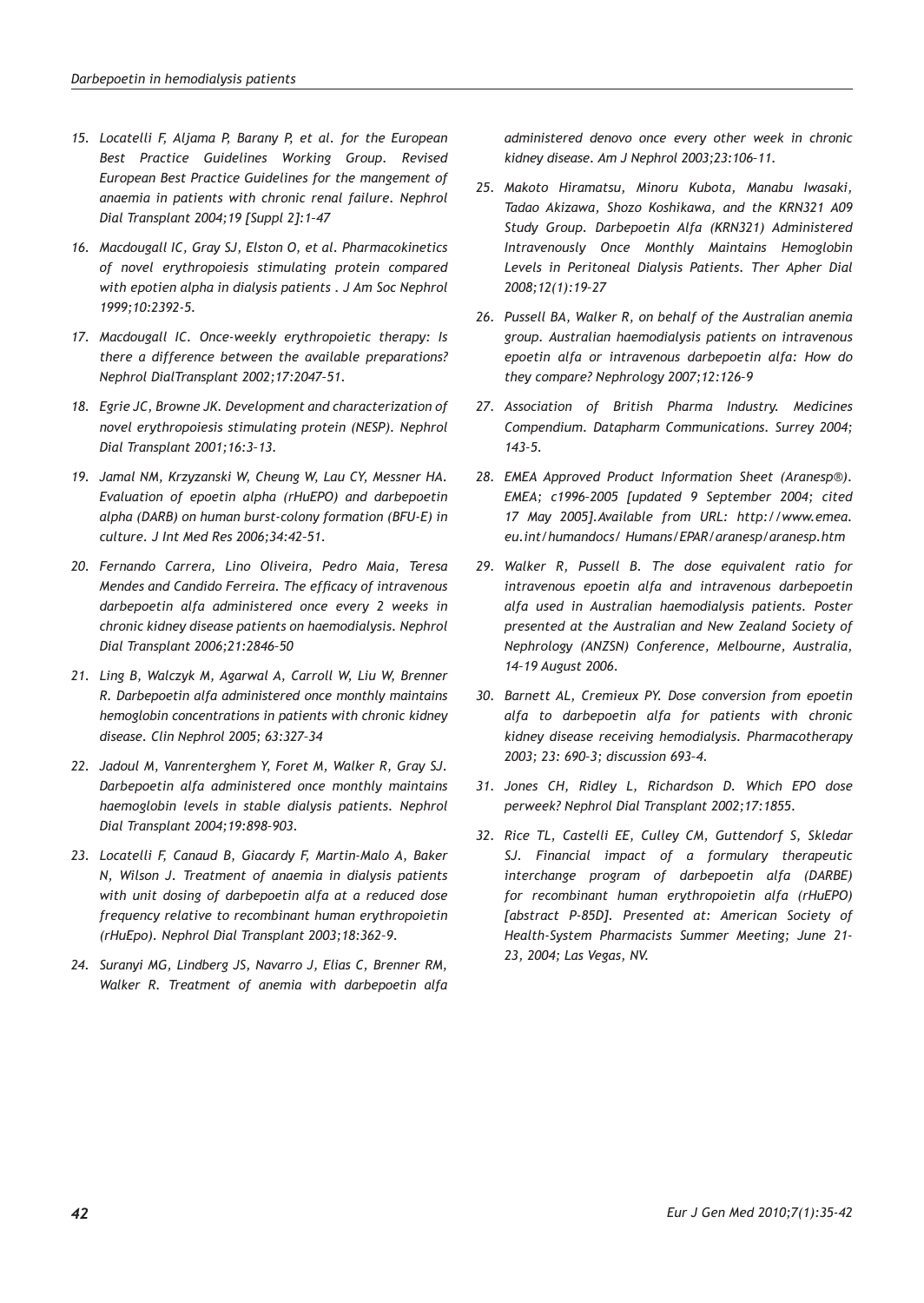15. Locatelli F, Aljama P, Barany P, et al. for the European Best Practice Guidelines Working Group. Revised European Best Practice Guidelines for the mangement of anaemia in patients with chronic renal failure. Nephrol Dial Transplant 2004;19 [Suppl 2]:1-47
16. Macdougall IC, Gray SJ, Elston O, et al. Pharmacokinetics of novel erythropoiesis stimulating protein compared with epotien alpha in dialysis patients . J Am Soc Nephrol 1999;10:2392-5.
17. Macdougall IC. Once-weekly erythropoietic therapy: Is there a difference between the available preparations? Nephrol DialTransplant 2002;17:2047-51.
18. Egrie JC, Browne JK. Development and characterization of novel erythropoiesis stimulating protein (NESP). Nephrol Dial Transplant 2001;16:3-13.
19. Jamal NM, Krzyzanski W, Cheung W, Lau CY, Messner HA. Evaluation of epoetin alpha (rHuEPO) and darbepoetin alpha (DARB) on human burst-colony formation (BFU-E) in culture. J Int Med Res 2006;34:42-51.
20. Fernando Carrera, Lino Oliveira, Pedro Maia, Teresa Mendes and Candido Ferreira. The efficacy of intravenous darbepoetin alfa administered once every 2 weeks in chronic kidney disease patients on haemodialysis. Nephrol Dial Transplant 2006;21:2846-50
21. Ling B, Walczyk M, Agarwal A, Carroll W, Liu W, Brenner R. Darbepoetin alfa administered once monthly maintains hemoglobin concentrations in patients with chronic kidney disease. Clin Nephrol 2005; 63:327-34
22. Jadoul M, Vanrenterghem Y, Foret M, Walker R, Gray SJ. Darbepoetin alfa administered once monthly maintains haemoglobin levels in stable dialysis patients. Nephrol Dial Transplant 2004;19:898-903.
23. Locatelli F, Canaud B, Giacardy F, Martin-Malo A, Baker N, Wilson J. Treatment of anaemia in dialysis patients with unit dosing of darbepoetin alfa at a reduced dose frequency relative to recombinant human erythropoietin (rHuEpo). Nephrol Dial Transplant 2003;18:362-9.
24. Suranyi MG, Lindberg JS, Navarro J, Elias C, Brenner RM, Walker R. Treatment of anemia with darbepoetin alfa administered denovo once every other week in chronic kidney disease. Am J Nephrol 2003;23:106-11.
25. Makoto Hiramatsu, Minoru Kubota, Manabu Iwasaki, Tadao Akizawa, Shozo Koshikawa, and the KRN321 A09 Study Group. Darbepoetin Alfa (KRN321) Administered Intravenously Once Monthly Maintains Hemoglobin Levels in Peritoneal Dialysis Patients. Ther Apher Dial 2008;12(1):19-27
26. Pussell BA, Walker R, on behalf of the Australian anemia group. Australian haemodialysis patients on intravenous epoetin alfa or intravenous darbepoetin alfa: How do they compare? Nephrology 2007;12:126-9
27. Association of British Pharma Industry. Medicines Compendium. Datapharm Communications. Surrey 2004; 143-5.
28. EMEA Approved Product Information Sheet (Aranesp®). EMEA; c1996-2005 [updated 9 September 2004; cited 17 May 2005].Available from URL: http://www.emea.eu.int/humandocs/ Humans/EPAR/aranesp/aranesp.htm
29. Walker R, Pussell B. The dose equivalent ratio for intravenous epoetin alfa and intravenous darbepoetin alfa used in Australian haemodialysis patients. Poster presented at the Australian and New Zealand Society of Nephrology (ANZSN) Conference, Melbourne, Australia, 14-19 August 2006.
30. Barnett AL, Cremieux PY. Dose conversion from epoetin alfa to darbepoetin alfa for patients with chronic kidney disease receiving hemodialysis. Pharmacotherapy 2003; 23: 690-3; discussion 693-4.
31. Jones CH, Ridley L, Richardson D. Which EPO dose perweek? Nephrol Dial Transplant 2002;17:1855.
32. Rice TL, Castelli EE, Culley CM, Guttendorf S, Skledar SJ. Financial impact of a formulary therapeutic interchange program of darbepoetin alfa (DARBE) for recombinant human erythropoietin alfa (rHuEPO) [abstract P-85D]. Presented at: American Society of Health-System Pharmacists Summer Meeting; June 21-23, 2004; Las Vegas, NV.